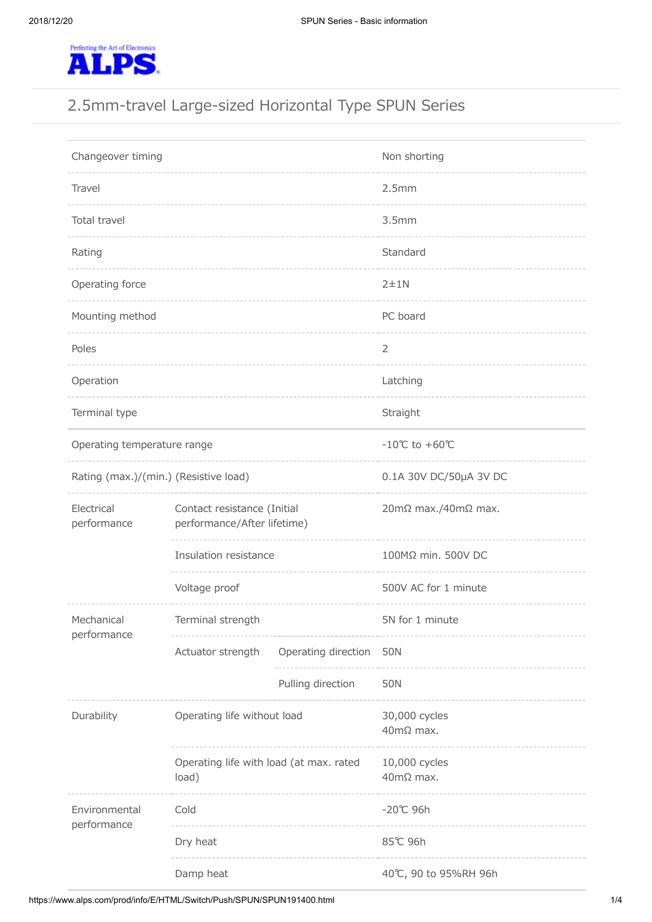ALPS — Perfecting the Art of Electronics

# 2.5mm-travel Large-sized Horizontal Type SPUN Series

| | | | |
|---|---|---|---|
| Changeover timing | | | Non shorting |
| Travel | | | 2.5mm |
| Total travel | | | 3.5mm |
| Rating | | | Standard |
| Operating force | | | 2±1N |
| Mounting method | | | PC board |
| Poles | | | 2 |
| Operation | | | Latching |
| Terminal type | | | Straight |
| Operating temperature range | | | -10℃ to +60℃ |
| Rating (max.)/(min.) (Resistive load) | | | 0.1A 30V DC/50μA 3V DC |
| Electrical performance | Contact resistance (Initial performance/After lifetime) | | 20mΩ max./40mΩ max. |
| | Insulation resistance | | 100MΩ min. 500V DC |
| | Voltage proof | | 500V AC for 1 minute |
| Mechanical performance | Terminal strength | | 5N for 1 minute |
| | Actuator strength | Operating direction | 50N |
| | | Pulling direction | 50N |
| Durability | Operating life without load | | 30,000 cycles 40mΩ max. |
| | Operating life with load (at max. rated load) | | 10,000 cycles 40mΩ max. |
| Environmental performance | Cold | | -20℃ 96h |
| | Dry heat | | 85℃ 96h |
| | Damp heat | | 40℃, 90 to 95%RH 96h |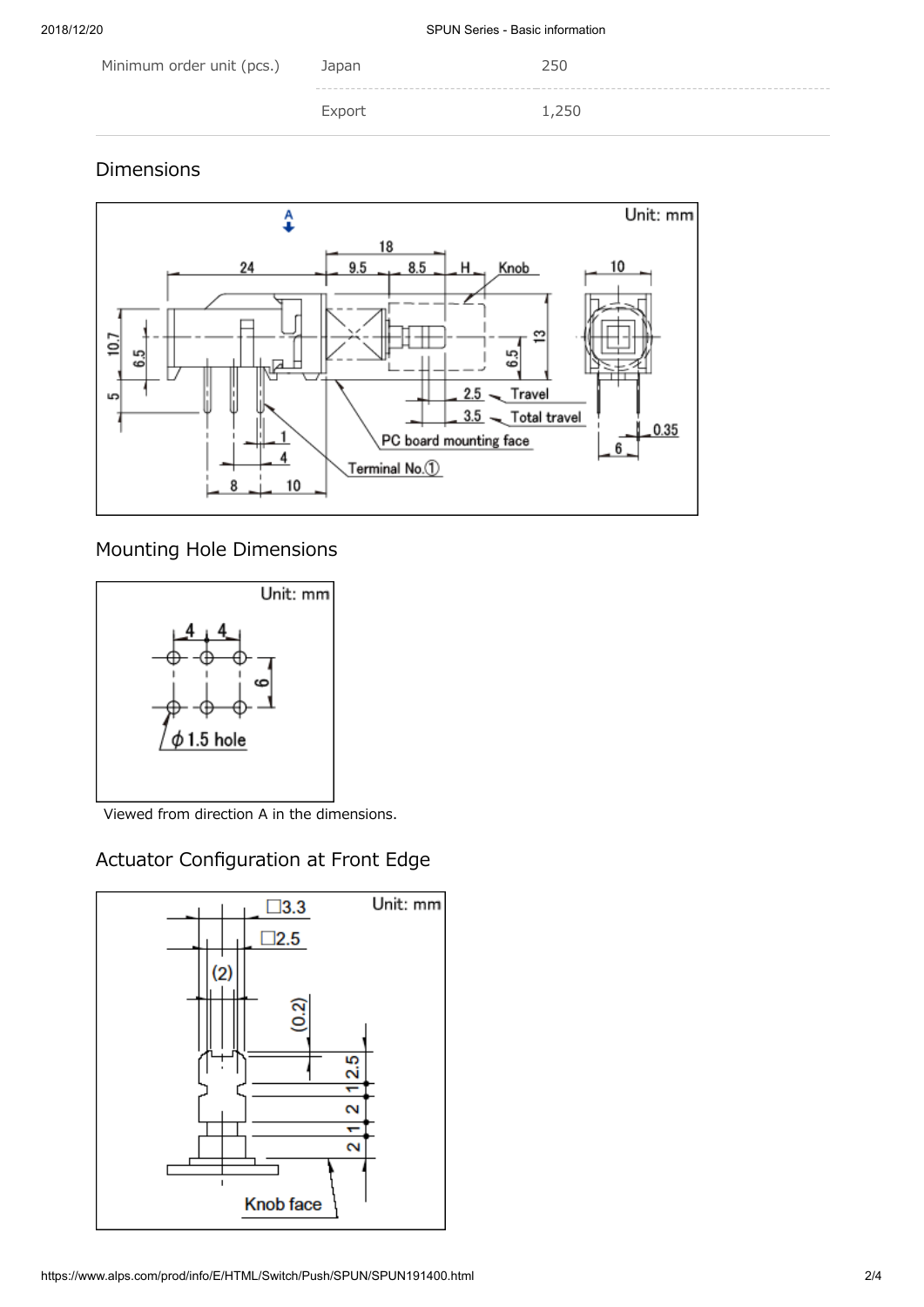| Minimum order unit (pcs.) | Japan | 250 |
|---|---|---|
| | Export | 1,250 |

## Dimensions

Unit: mm

## Mounting Hole Dimensions

Unit: mm

Viewed from direction A in the dimensions.

## Actuator Configuration at Front Edge

Unit: mm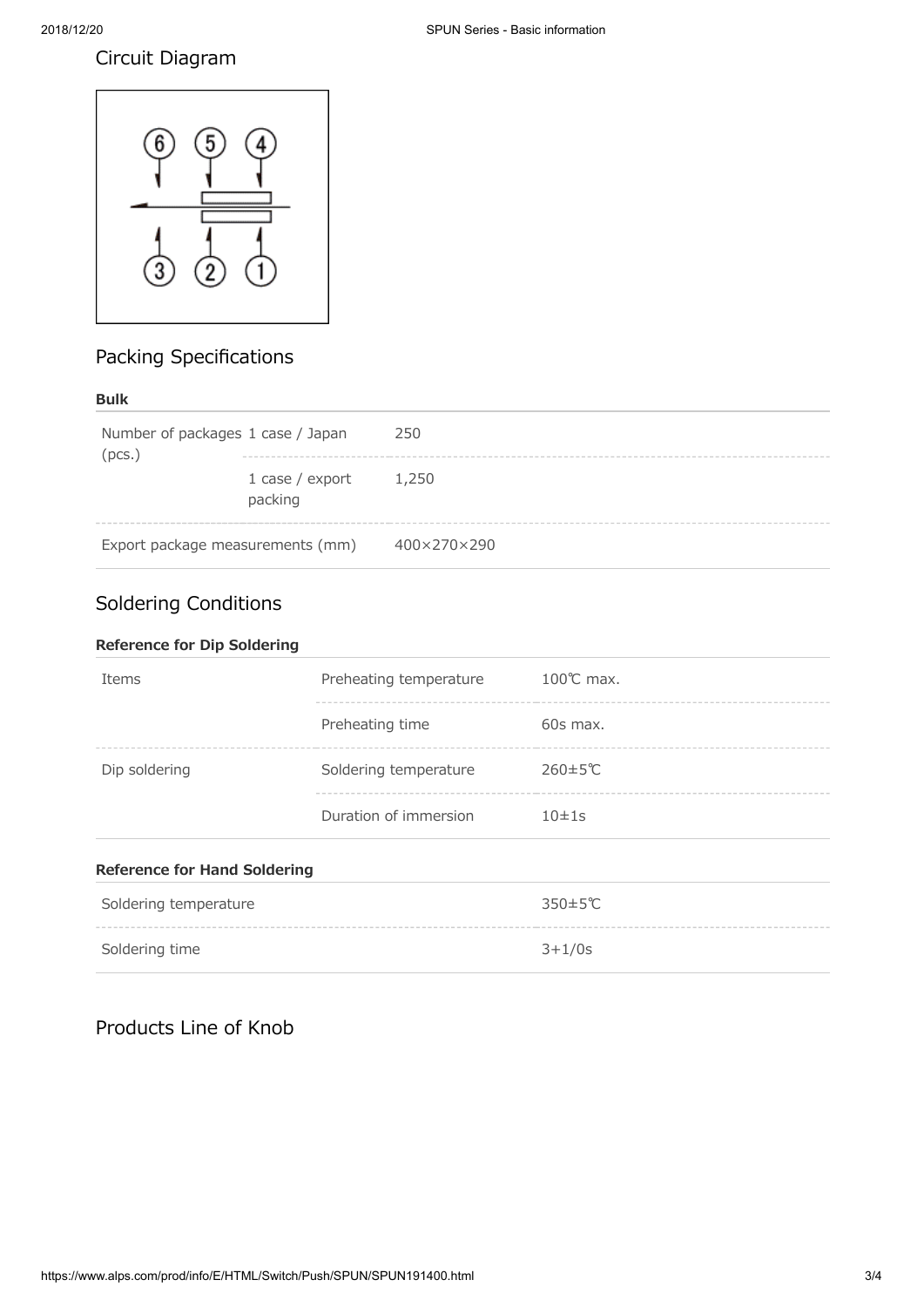## Circuit Diagram

## Packing Specifications

**Bulk**

| | | |
|---|---|---|
| Number of packages (pcs.) | 1 case / Japan | 250 |
| | 1 case / export packing | 1,250 |
| Export package measurements (mm) | | 400×270×290 |

## Soldering Conditions

**Reference for Dip Soldering**

| | | |
|---|---|---|
| Items | Preheating temperature | 100℃ max. |
| | Preheating time | 60s max. |
| Dip soldering | Soldering temperature | 260±5℃ |
| | Duration of immersion | 10±1s |

**Reference for Hand Soldering**

| | |
|---|---|
| Soldering temperature | 350±5℃ |
| Soldering time | 3+1/0s |

## Products Line of Knob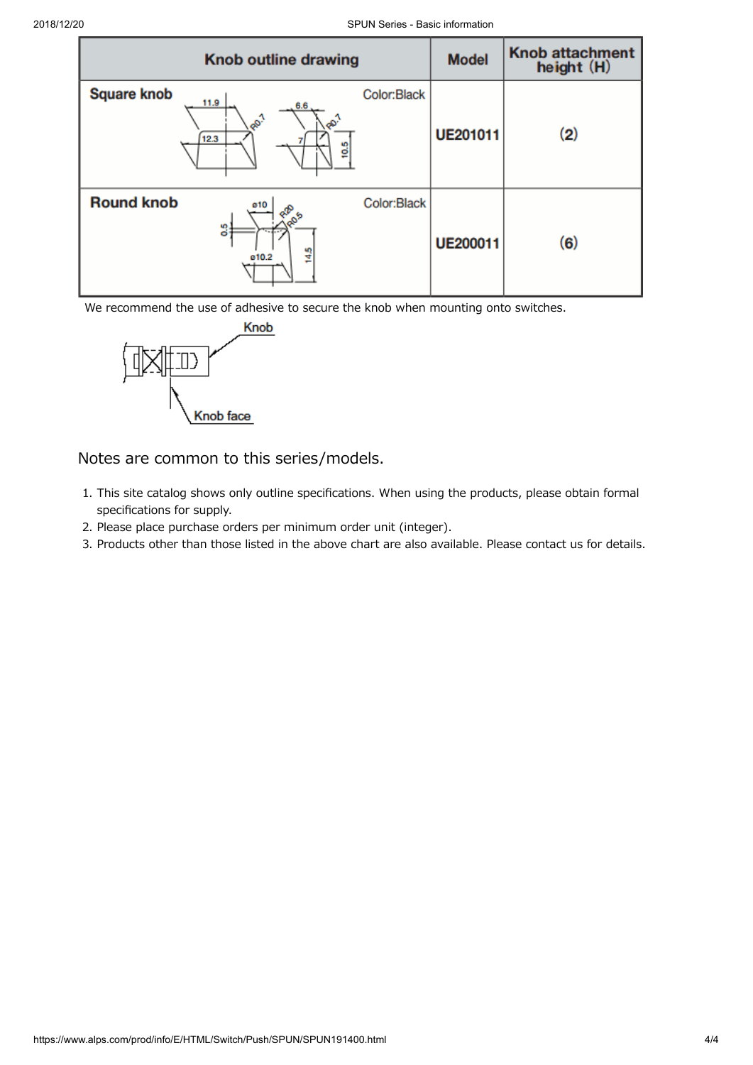| Knob outline drawing | Model | Knob attachment height (H) |
|---|---|---|
| **Square knob** Color:Black 11.9 R0.7 12.3 6.6 R0.7 7 10.5 | UE201011 | (2) |
| **Round knob** Color:Black ø10 R20 R0.5 0.5 ø10.2 14.5 | UE200011 | (6) |

We recommend the use of adhesive to secure the knob when mounting onto switches.

Knob

Knob face

## Notes are common to this series/models.

1. This site catalog shows only outline specifications. When using the products, please obtain formal specifications for supply.
2. Please place purchase orders per minimum order unit (integer).
3. Products other than those listed in the above chart are also available. Please contact us for details.